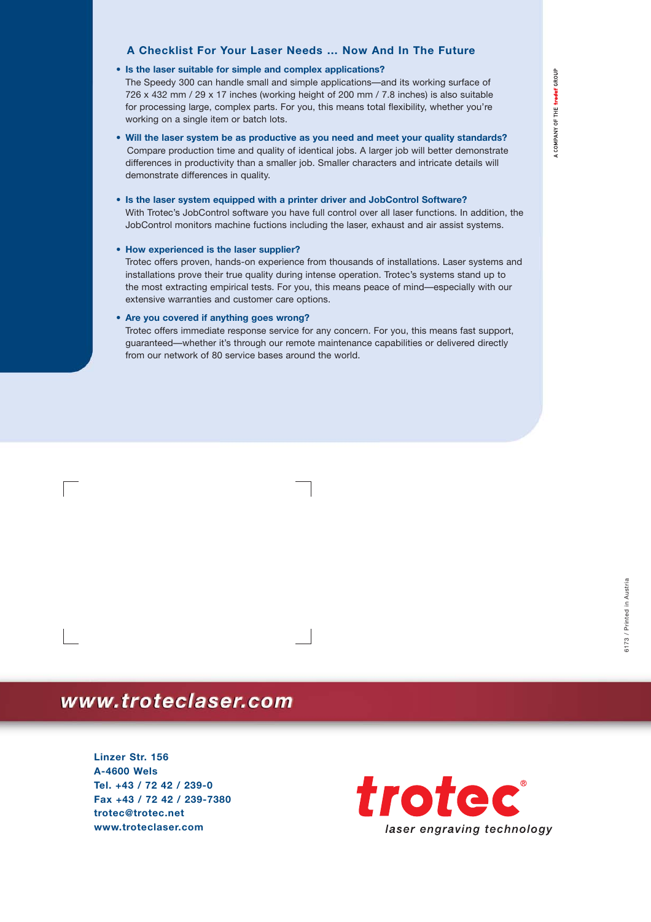## A Checklist For Your Laser Needs ... Now And In The Future

- **Is the laser suitable for simple and complex applications?**
  The Speedy 300 can handle small and simple applications—and its working surface of 726 x 432 mm / 29 x 17 inches (working height of 200 mm / 7.8 inches) is also suitable for processing large, complex parts. For you, this means total flexibility, whether you're working on a single item or batch lots.

- **Will the laser system be as productive as you need and meet your quality standards?**
  Compare production time and quality of identical jobs. A larger job will better demonstrate differences in productivity than a smaller job. Smaller characters and intricate details will demonstrate differences in quality.

- **Is the laser system equipped with a printer driver and JobControl Software?**
  With Trotec's JobControl software you have full control over all laser functions. In addition, the JobControl monitors machine fuctions including the laser, exhaust and air assist systems.

- **How experienced is the laser supplier?**
  Trotec offers proven, hands-on experience from thousands of installations. Laser systems and installations prove their true quality during intense operation. Trotec's systems stand up to the most extracting empirical tests. For you, this means peace of mind—especially with our extensive warranties and customer care options.

- **Are you covered if anything goes wrong?**
  Trotec offers immediate response service for any concern. For you, this means fast support, guaranteed—whether it's through our remote maintenance capabilities or delivered directly from our network of 80 service bases around the world.

A COMPANY OF THE trodat GROUP

6173 / Printed in Austria

**www.troteclaser.com**

**Linzer Str. 156**
**A-4600 Wels**
**Tel. +43 / 72 42 / 239-0**
**Fax +43 / 72 42 / 239-7380**
**trotec@trotec.net**
**www.troteclaser.com**

trotec®
*laser engraving technology*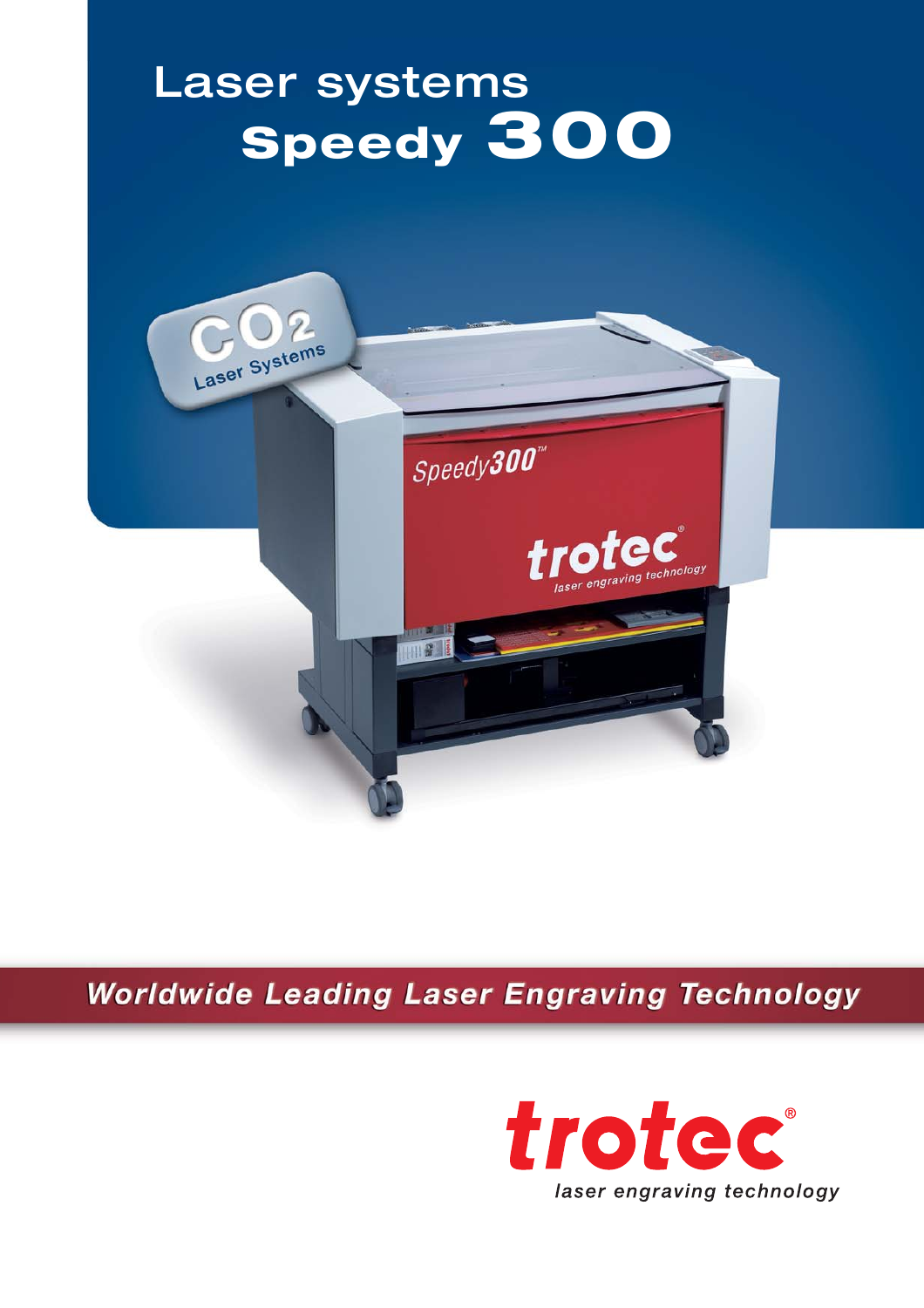# Laser systems
## Speedy 300

Worldwide Leading Laser Engraving Technology

trotec®
laser engraving technology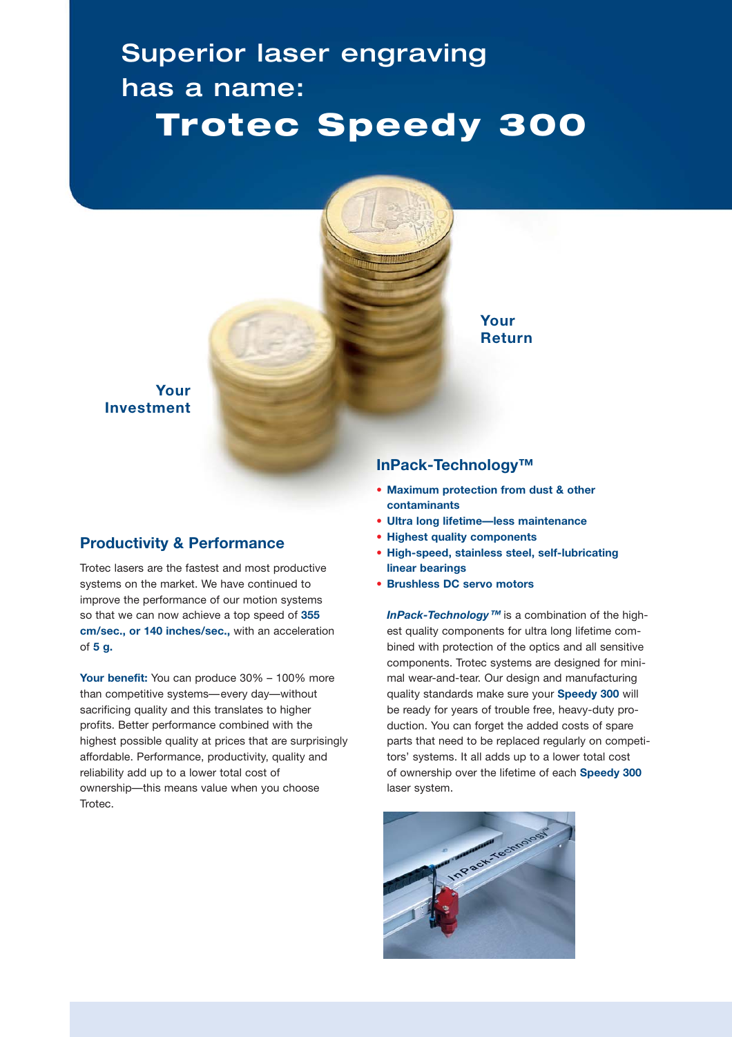# Superior laser engraving has a name: Trotec Speedy 300

Your Return

Your Investment

## InPack-Technology™

- **Maximum protection from dust & other contaminants**
- **Ultra long lifetime—less maintenance**
- **Highest quality components**
- **High-speed, stainless steel, self-lubricating linear bearings**
- **Brushless DC servo motors**

***InPack-Technology™*** is a combination of the highest quality components for ultra long lifetime combined with protection of the optics and all sensitive components. Trotec systems are designed for minimal wear-and-tear. Our design and manufacturing quality standards make sure your **Speedy 300** will be ready for years of trouble free, heavy-duty production. You can forget the added costs of spare parts that need to be replaced regularly on competitors' systems. It all adds up to a lower total cost of ownership over the lifetime of each **Speedy 300** laser system.

## Productivity & Performance

Trotec lasers are the fastest and most productive systems on the market. We have continued to improve the performance of our motion systems so that we can now achieve a top speed of **355 cm/sec., or 140 inches/sec.,** with an acceleration of **5 g.**

**Your benefit:** You can produce 30% – 100% more than competitive systems—every day—without sacrificing quality and this translates to higher profits. Better performance combined with the highest possible quality at prices that are surprisingly affordable. Performance, productivity, quality and reliability add up to a lower total cost of ownership—this means value when you choose Trotec.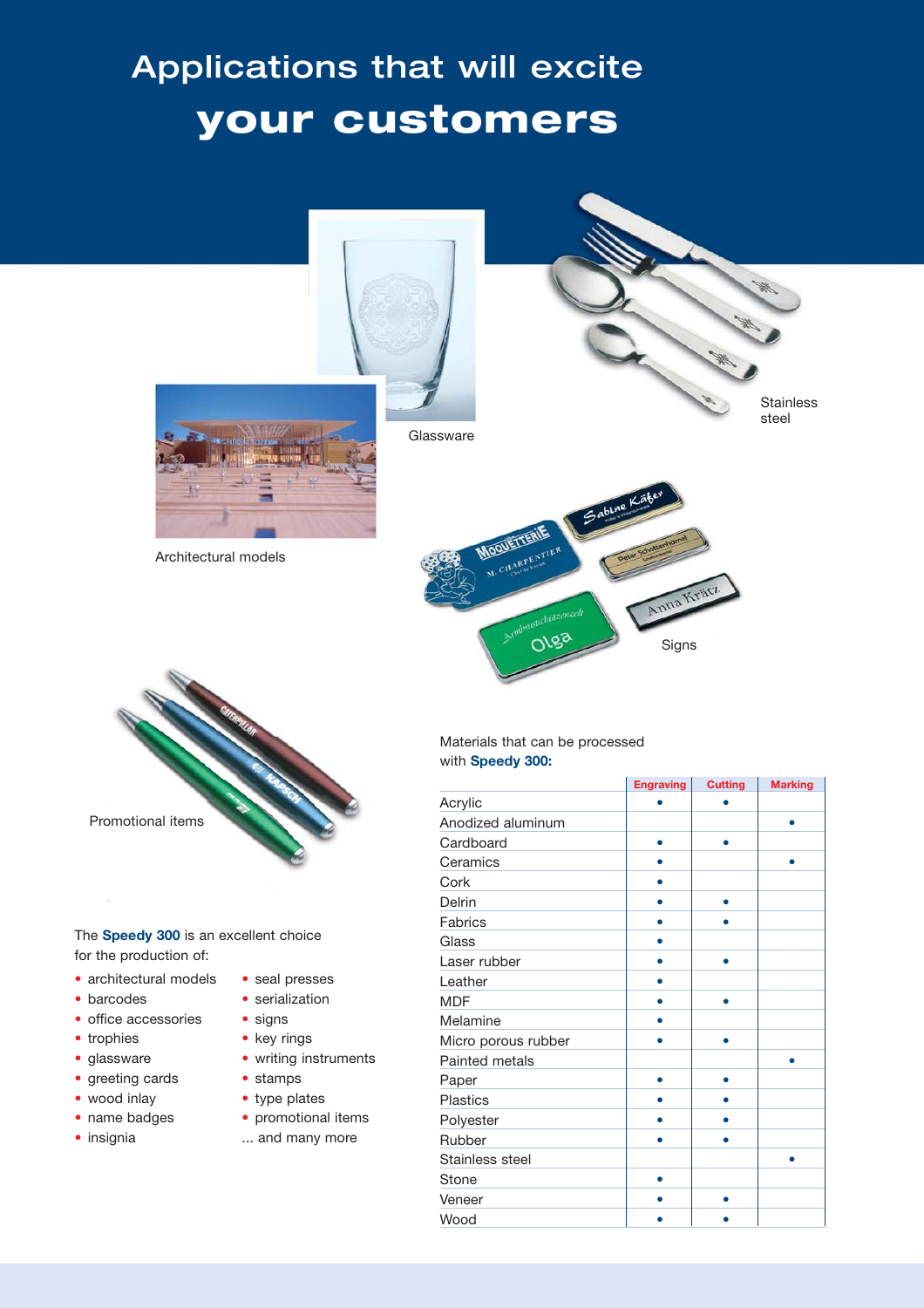# Applications that will excite your customers

Glassware

Stainless steel

Architectural models

Signs

Promotional items

The **Speedy 300** is an excellent choice for the production of:

- architectural models
- barcodes
- office accessories
- trophies
- glassware
- greeting cards
- wood inlay
- name badges
- insignia
- seal presses
- serialization
- signs
- key rings
- writing instruments
- stamps
- type plates
- promotional items

... and many more

Materials that can be processed with **Speedy 300:**

| | Engraving | Cutting | Marking |
|---|---|---|---|
| Acrylic | • | • | |
| Anodized aluminum | | | • |
| Cardboard | • | • | |
| Ceramics | • | | • |
| Cork | • | | |
| Delrin | • | • | |
| Fabrics | • | • | |
| Glass | • | | |
| Laser rubber | • | • | |
| Leather | • | | |
| MDF | • | • | |
| Melamine | • | | |
| Micro porous rubber | • | • | |
| Painted metals | | | • |
| Paper | • | • | |
| Plastics | • | • | |
| Polyester | • | • | |
| Rubber | • | • | |
| Stainless steel | | | • |
| Stone | • | | |
| Veneer | • | • | |
| Wood | • | • | |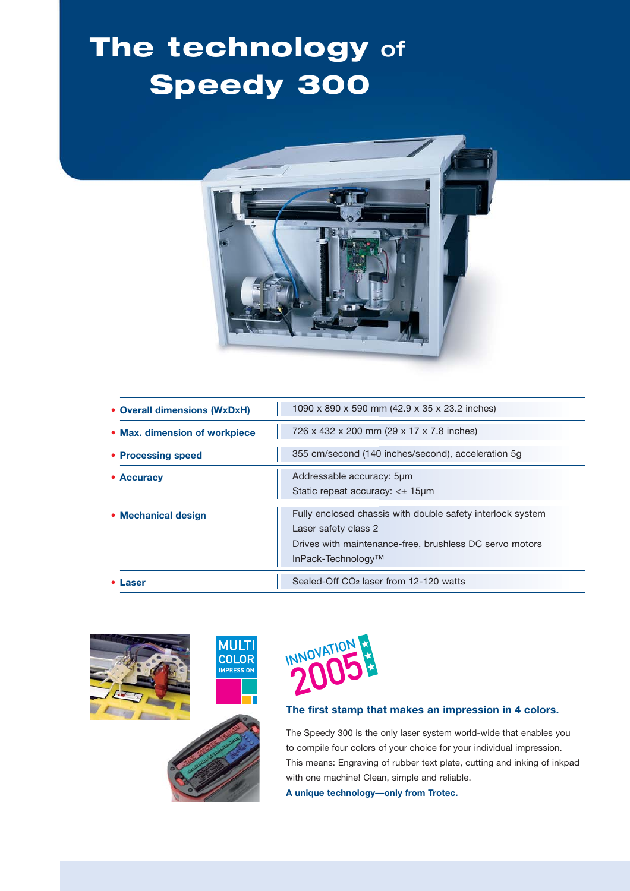# The technology of Speedy 300

| | |
|---|---|
| **Overall dimensions (WxDxH)** | 1090 x 890 x 590 mm (42.9 x 35 x 23.2 inches) |
| **Max. dimension of workpiece** | 726 x 432 x 200 mm (29 x 17 x 7.8 inches) |
| **Processing speed** | 355 cm/second (140 inches/second), acceleration 5g |
| **Accuracy** | Addressable accuracy: 5µm<br>Static repeat accuracy: <± 15µm |
| **Mechanical design** | Fully enclosed chassis with double safety interlock system<br>Laser safety class 2<br>Drives with maintenance-free, brushless DC servo motors<br>InPack-Technology™ |
| **Laser** | Sealed-Off $CO_2$ laser from 12-120 watts |

MULTI COLOR IMPRESSION

INNOVATION 2005

### The first stamp that makes an impression in 4 colors.

The Speedy 300 is the only laser system world-wide that enables you to compile four colors of your choice for your individual impression. This means: Engraving of rubber text plate, cutting and inking of inkpad with one machine! Clean, simple and reliable.

**A unique technology—only from Trotec.**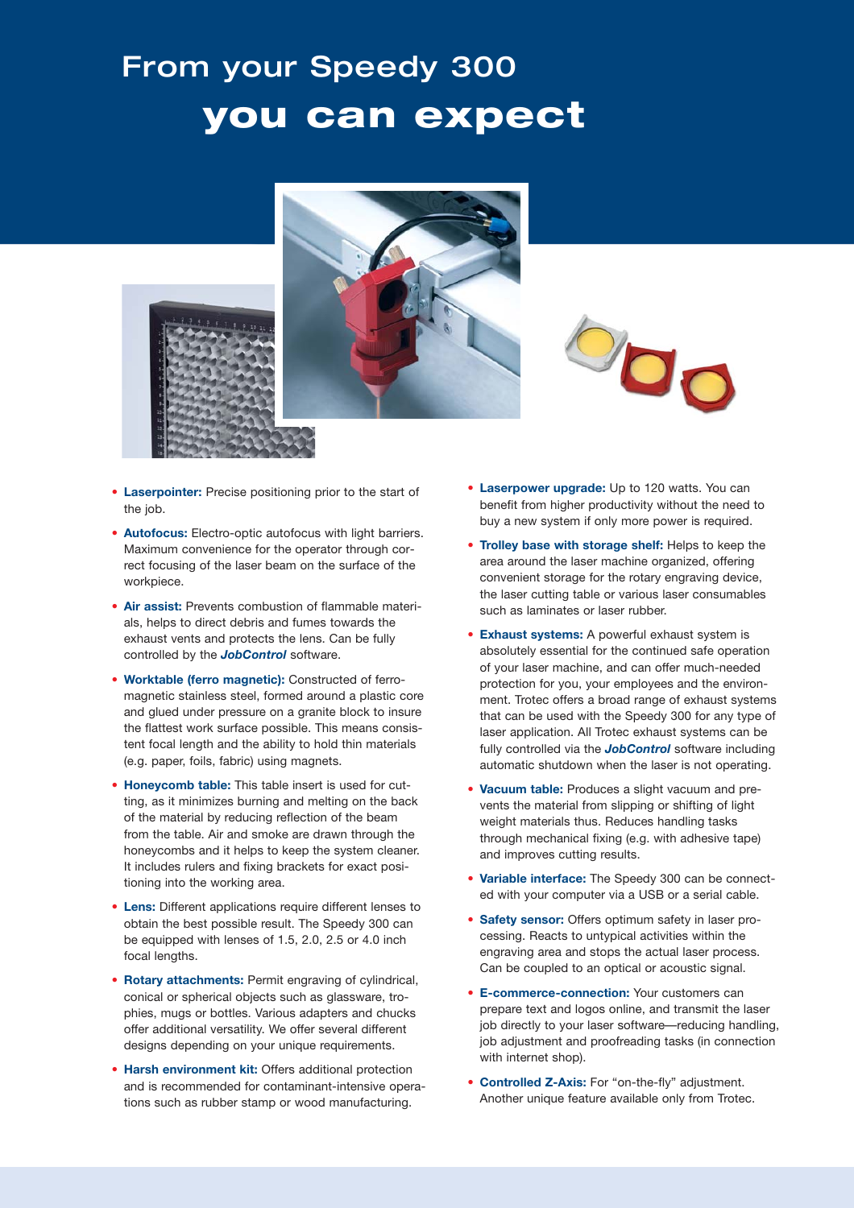# From your Speedy 300 you can expect

- **Laserpointer:** Precise positioning prior to the start of the job.
- **Autofocus:** Electro-optic autofocus with light barriers. Maximum convenience for the operator through correct focusing of the laser beam on the surface of the workpiece.
- **Air assist:** Prevents combustion of flammable materials, helps to direct debris and fumes towards the exhaust vents and protects the lens. Can be fully controlled by the ***JobControl*** software.
- **Worktable (ferro magnetic):** Constructed of ferromagnetic stainless steel, formed around a plastic core and glued under pressure on a granite block to insure the flattest work surface possible. This means consistent focal length and the ability to hold thin materials (e.g. paper, foils, fabric) using magnets.
- **Honeycomb table:** This table insert is used for cutting, as it minimizes burning and melting on the back of the material by reducing reflection of the beam from the table. Air and smoke are drawn through the honeycombs and it helps to keep the system cleaner. It includes rulers and fixing brackets for exact positioning into the working area.
- **Lens:** Different applications require different lenses to obtain the best possible result. The Speedy 300 can be equipped with lenses of 1.5, 2.0, 2.5 or 4.0 inch focal lengths.
- **Rotary attachments:** Permit engraving of cylindrical, conical or spherical objects such as glassware, trophies, mugs or bottles. Various adapters and chucks offer additional versatility. We offer several different designs depending on your unique requirements.
- **Harsh environment kit:** Offers additional protection and is recommended for contaminant-intensive operations such as rubber stamp or wood manufacturing.
- **Laserpower upgrade:** Up to 120 watts. You can benefit from higher productivity without the need to buy a new system if only more power is required.
- **Trolley base with storage shelf:** Helps to keep the area around the laser machine organized, offering convenient storage for the rotary engraving device, the laser cutting table or various laser consumables such as laminates or laser rubber.
- **Exhaust systems:** A powerful exhaust system is absolutely essential for the continued safe operation of your laser machine, and can offer much-needed protection for you, your employees and the environment. Trotec offers a broad range of exhaust systems that can be used with the Speedy 300 for any type of laser application. All Trotec exhaust systems can be fully controlled via the ***JobControl*** software including automatic shutdown when the laser is not operating.
- **Vacuum table:** Produces a slight vacuum and prevents the material from slipping or shifting of light weight materials thus. Reduces handling tasks through mechanical fixing (e.g. with adhesive tape) and improves cutting results.
- **Variable interface:** The Speedy 300 can be connected with your computer via a USB or a serial cable.
- **Safety sensor:** Offers optimum safety in laser processing. Reacts to untypical activities within the engraving area and stops the actual laser process. Can be coupled to an optical or acoustic signal.
- **E-commerce-connection:** Your customers can prepare text and logos online, and transmit the laser job directly to your laser software—reducing handling, job adjustment and proofreading tasks (in connection with internet shop).
- **Controlled Z-Axis:** For "on-the-fly" adjustment. Another unique feature available only from Trotec.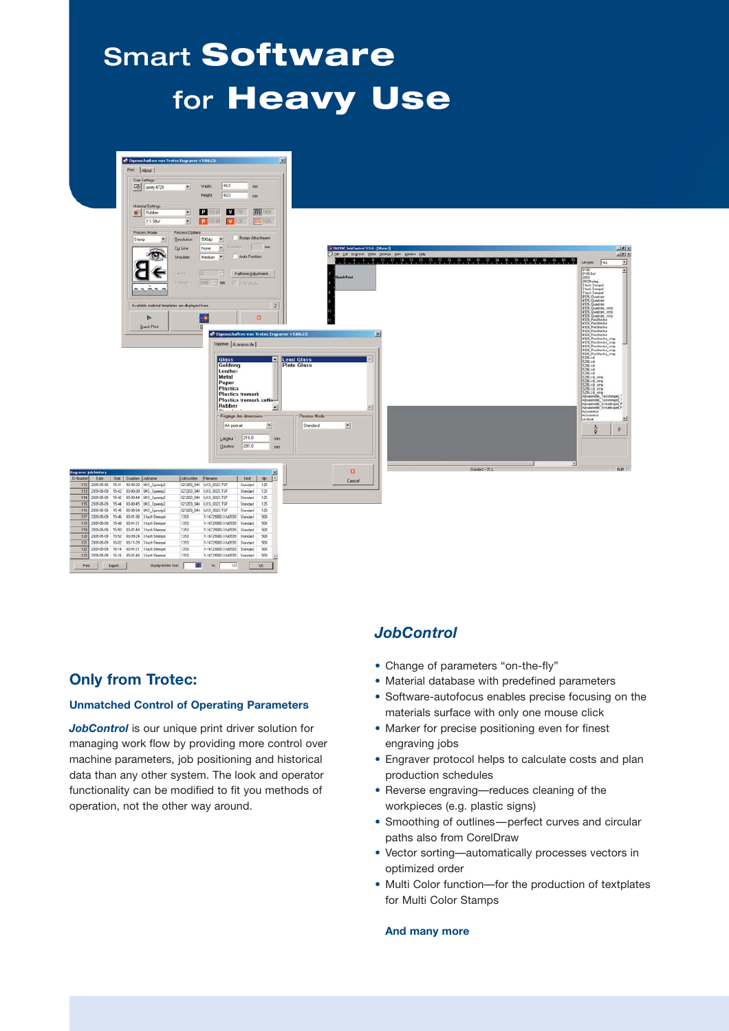# Smart **Software** for **Heavy Use**

## Only from Trotec:

### Unmatched Control of Operating Parameters

***JobControl*** is our unique print driver solution for managing work flow by providing more control over machine parameters, job positioning and historical data than any other system. The look and operator functionality can be modified to fit you methods of operation, not the other way around.

## *JobControl*

- Change of parameters "on-the-fly"
- Material database with predefined parameters
- Software-autofocus enables precise focusing on the materials surface with only one mouse click
- Marker for precise positioning even for finest engraving jobs
- Engraver protocol helps to calculate costs and plan production schedules
- Reverse engraving—reduces cleaning of the workpieces (e.g. plastic signs)
- Smoothing of outlines—perfect curves and circular paths also from CorelDraw
- Vector sorting—automatically processes vectors in optimized order
- Multi Color function—for the production of textplates for Multi Color Stamps

**And many more**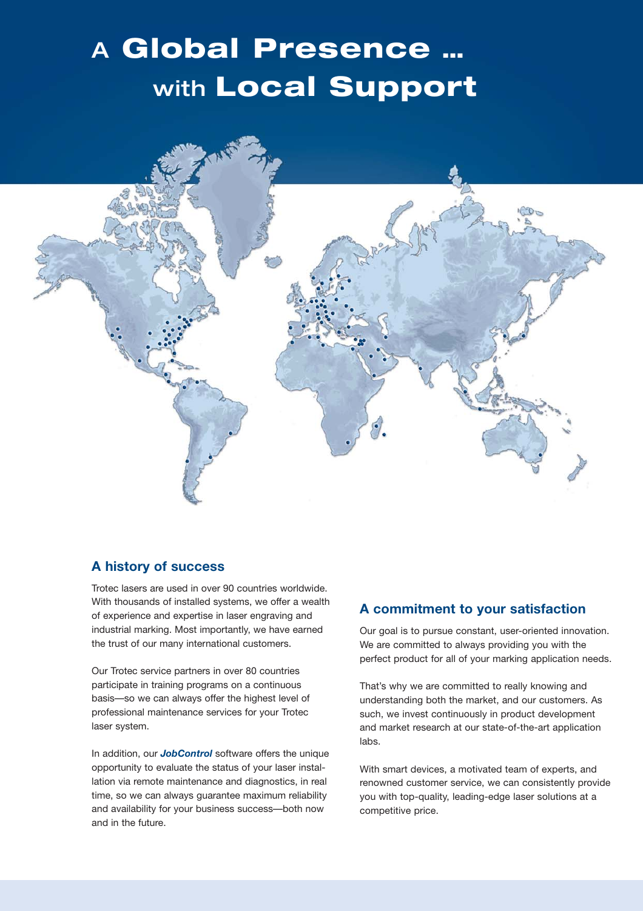# A Global Presence ... with Local Support

## A history of success

Trotec lasers are used in over 90 countries worldwide. With thousands of installed systems, we offer a wealth of experience and expertise in laser engraving and industrial marking. Most importantly, we have earned the trust of our many international customers.

Our Trotec service partners in over 80 countries participate in training programs on a continuous basis—so we can always offer the highest level of professional maintenance services for your Trotec laser system.

In addition, our ***JobControl*** software offers the unique opportunity to evaluate the status of your laser installation via remote maintenance and diagnostics, in real time, so we can always guarantee maximum reliability and availability for your business success—both now and in the future.

## A commitment to your satisfaction

Our goal is to pursue constant, user-oriented innovation. We are committed to always providing you with the perfect product for all of your marking application needs.

That's why we are committed to really knowing and understanding both the market, and our customers. As such, we invest continuously in product development and market research at our state-of-the-art application labs.

With smart devices, a motivated team of experts, and renowned customer service, we can consistently provide you with top-quality, leading-edge laser solutions at a competitive price.